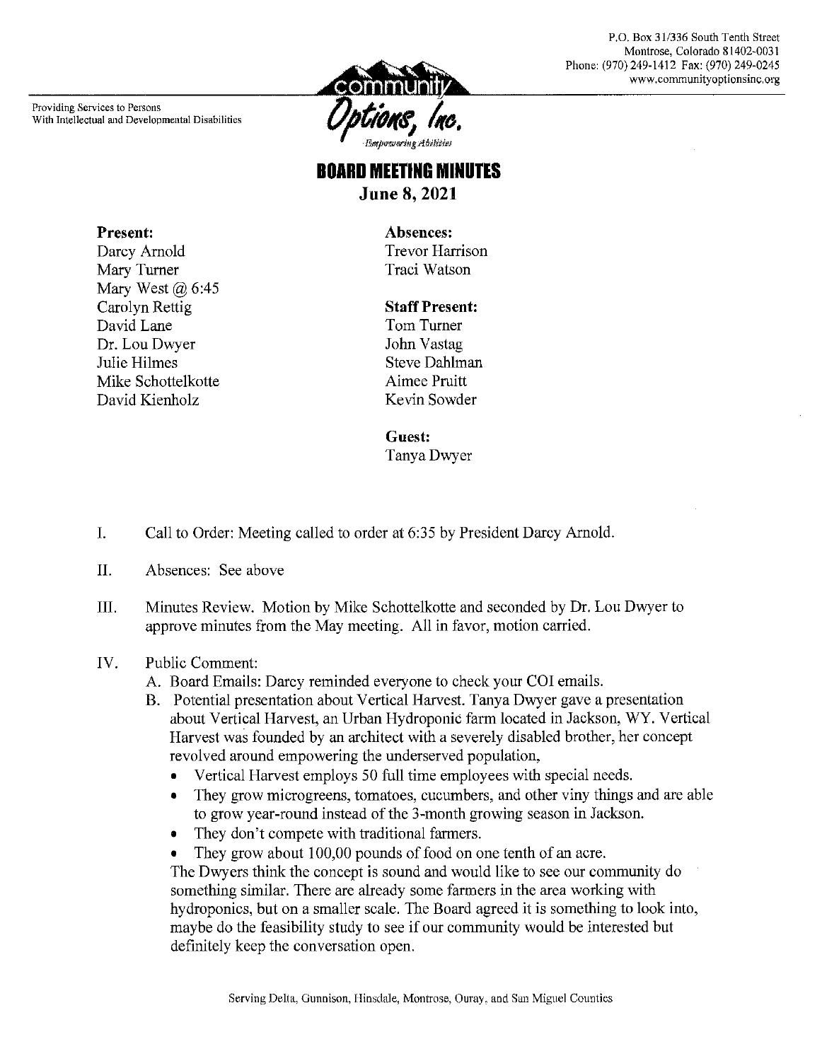P.O. Box 31/336 South Tenth Street
Montrose, Colorado 81402-0031
Phone: (970) 249-1412 Fax: (970) 249-0245
www.communityoptionsinc.org

Providing Services to Persons
With Intellectual and Developmental Disabilities

community Options, Inc.
Empowering Abilities

# BOARD MEETING MINUTES

**June 8, 2021**

**Present:**
Darcy Arnold
Mary Turner
Mary West @ 6:45
Carolyn Rettig
David Lane
Dr. Lou Dwyer
Julie Hilmes
Mike Schottelkotte
David Kienholz

**Absences:**
Trevor Harrison
Traci Watson

**Staff Present:**
Tom Turner
John Vastag
Steve Dahlman
Aimee Pruitt
Kevin Sowder

**Guest:**
Tanya Dwyer

I. Call to Order: Meeting called to order at 6:35 by President Darcy Arnold.

II. Absences: See above

III. Minutes Review. Motion by Mike Schottelkotte and seconded by Dr. Lou Dwyer to approve minutes from the May meeting. All in favor, motion carried.

IV. Public Comment:

A. Board Emails: Darcy reminded everyone to check your COI emails.

B. Potential presentation about Vertical Harvest. Tanya Dwyer gave a presentation about Vertical Harvest, an Urban Hydroponic farm located in Jackson, WY. Vertical Harvest was founded by an architect with a severely disabled brother, her concept revolved around empowering the underserved population,

- Vertical Harvest employs 50 full time employees with special needs.
- They grow microgreens, tomatoes, cucumbers, and other viny things and are able to grow year-round instead of the 3-month growing season in Jackson.
- They don't compete with traditional farmers.
- They grow about 100,00 pounds of food on one tenth of an acre.

The Dwyers think the concept is sound and would like to see our community do something similar. There are already some farmers in the area working with hydroponics, but on a smaller scale. The Board agreed it is something to look into, maybe do the feasibility study to see if our community would be interested but definitely keep the conversation open.

Serving Delta, Gunnison, Hinsdale, Montrose, Ouray, and San Miguel Counties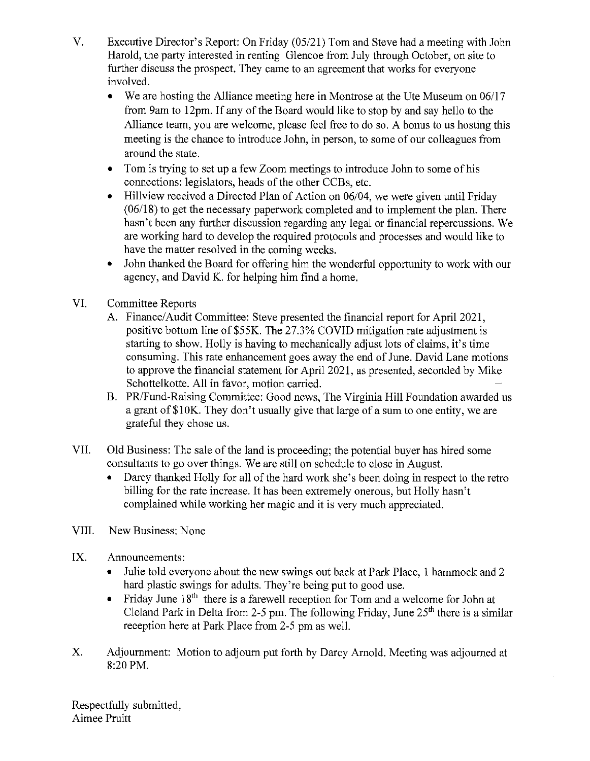V. Executive Director's Report: On Friday (05/21) Tom and Steve had a meeting with John Harold, the party interested in renting Glencoe from July through October, on site to further discuss the prospect. They came to an agreement that works for everyone involved.

- We are hosting the Alliance meeting here in Montrose at the Ute Museum on 06/17 from 9am to 12pm. If any of the Board would like to stop by and say hello to the Alliance team, you are welcome, please feel free to do so. A bonus to us hosting this meeting is the chance to introduce John, in person, to some of our colleagues from around the state.
- Tom is trying to set up a few Zoom meetings to introduce John to some of his connections: legislators, heads of the other CCBs, etc.
- Hillview received a Directed Plan of Action on 06/04, we were given until Friday (06/18) to get the necessary paperwork completed and to implement the plan. There hasn't been any further discussion regarding any legal or financial repercussions. We are working hard to develop the required protocols and processes and would like to have the matter resolved in the coming weeks.
- John thanked the Board for offering him the wonderful opportunity to work with our agency, and David K. for helping him find a home.

VI. Committee Reports

A. Finance/Audit Committee: Steve presented the financial report for April 2021, positive bottom line of $55K. The 27.3% COVID mitigation rate adjustment is starting to show. Holly is having to mechanically adjust lots of claims, it's time consuming. This rate enhancement goes away the end of June. David Lane motions to approve the financial statement for April 2021, as presented, seconded by Mike Schottelkotte. All in favor, motion carried.

B. PR/Fund-Raising Committee: Good news, The Virginia Hill Foundation awarded us a grant of $10K. They don't usually give that large of a sum to one entity, we are grateful they chose us.

VII. Old Business: The sale of the land is proceeding; the potential buyer has hired some consultants to go over things. We are still on schedule to close in August.

- Darcy thanked Holly for all of the hard work she's been doing in respect to the retro billing for the rate increase. It has been extremely onerous, but Holly hasn't complained while working her magic and it is very much appreciated.

VIII. New Business: None

IX. Announcements:

- Julie told everyone about the new swings out back at Park Place, 1 hammock and 2 hard plastic swings for adults. They're being put to good use.
- Friday June 18th there is a farewell reception for Tom and a welcome for John at Cleland Park in Delta from 2-5 pm. The following Friday, June 25th there is a similar reception here at Park Place from 2-5 pm as well.

X. Adjournment: Motion to adjourn put forth by Darcy Arnold. Meeting was adjourned at 8:20 PM.

Respectfully submitted,
Aimee Pruitt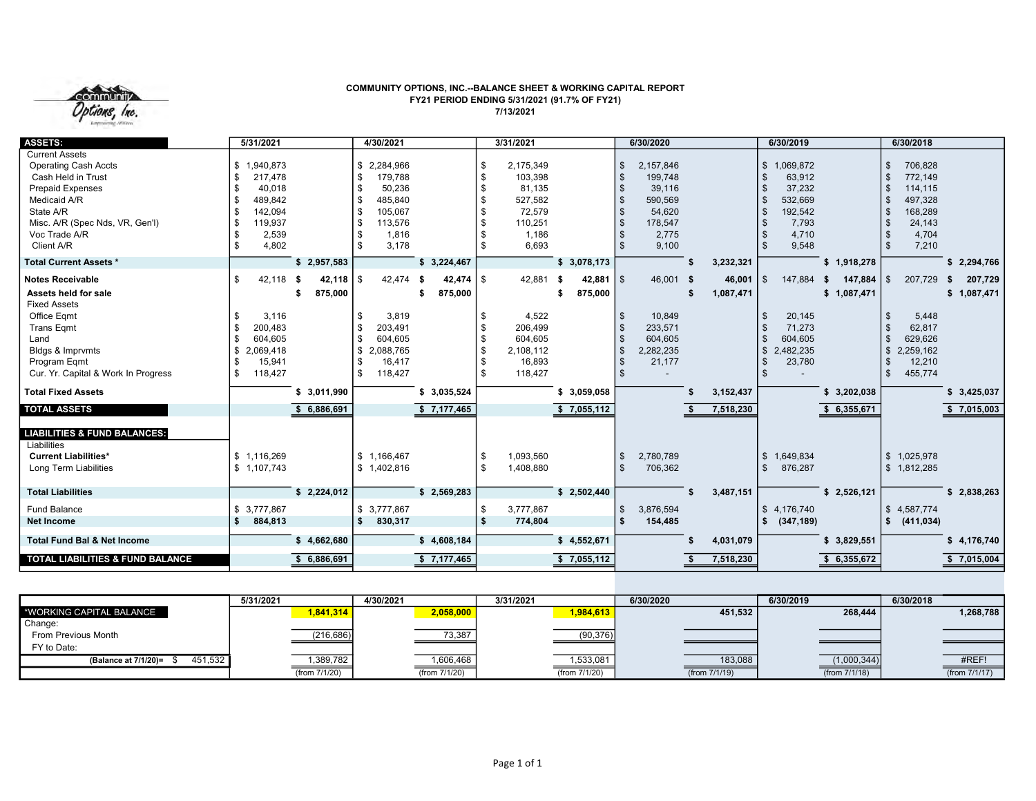**COMMUNITY OPTIONS, INC.--BALANCE SHEET & WORKING CAPITAL REPORT**
**FY21 PERIOD ENDING 5/31/2021 (91.7% OF FY21)**
**7/13/2021**

| ASSETS: | 5/31/2021 | | 4/30/2021 | | 3/31/2021 | | 6/30/2020 | | 6/30/2019 | | 6/30/2018 | |
|---|---|---|---|---|---|---|---|---|---|---|---|---|
| Current Assets | | | | | | | | | | | | |
| Operating Cash Accts | $ 1,940,873 | | $ 2,284,966 | | $ 2,175,349 | | $ 2,157,846 | | $ 1,069,872 | | $ 706,828 | |
| Cash Held in Trust | $ 217,478 | | $ 179,788 | | $ 103,398 | | $ 199,748 | | $ 63,912 | | $ 772,149 | |
| Prepaid Expenses | $ 40,018 | | $ 50,236 | | $ 81,135 | | $ 39,116 | | $ 37,232 | | $ 114,115 | |
| Medicaid A/R | $ 489,842 | | $ 485,840 | | $ 527,582 | | $ 590,569 | | $ 532,669 | | $ 497,328 | |
| State A/R | $ 142,094 | | $ 105,067 | | $ 72,579 | | $ 54,620 | | $ 192,542 | | $ 168,289 | |
| Misc. A/R (Spec Nds, VR, Gen'l) | $ 119,937 | | $ 113,576 | | $ 110,251 | | $ 178,547 | | $ 7,793 | | $ 24,143 | |
| Voc Trade A/R | $ 2,539 | | $ 1,816 | | $ 1,186 | | $ 2,775 | | $ 4,710 | | $ 4,704 | |
| Client A/R | $ 4,802 | | $ 3,178 | | $ 6,693 | | $ 9,100 | | $ 9,548 | | $ 7,210 | |
| **Total Current Assets *** | | **$ 2,957,583** | | **$ 3,224,467** | | **$ 3,078,173** | | **$ 3,232,321** | | **$ 1,918,278** | | **$ 2,294,766** |
| **Notes Receivable** | $ 42,118 | **$ 42,118** | $ 42,474 | **$ 42,474** | $ 42,881 | **$ 42,881** | $ 46,001 | **$ 46,001** | $ 147,884 | **$ 147,884** | $ 207,729 | **$ 207,729** |
| **Assets held for sale** | | **$ 875,000** | | **$ 875,000** | | **$ 875,000** | | **$ 1,087,471** | | **$ 1,087,471** | | **$ 1,087,471** |
| Fixed Assets | | | | | | | | | | | | |
| Office Eqmt | $ 3,116 | | $ 3,819 | | $ 4,522 | | $ 10,849 | | $ 20,145 | | $ 5,448 | |
| Trans Eqmt | $ 200,483 | | $ 203,491 | | $ 206,499 | | $ 233,571 | | $ 71,273 | | $ 62,817 | |
| Land | $ 604,605 | | $ 604,605 | | $ 604,605 | | $ 604,605 | | $ 604,605 | | $ 629,626 | |
| Bldgs & Imprvmts | $ 2,069,418 | | $ 2,088,765 | | $ 2,108,112 | | $ 2,282,235 | | $ 2,482,235 | | $ 2,259,162 | |
| Program Eqmt | $ 15,941 | | $ 16,417 | | $ 16,893 | | $ 21,177 | | $ 23,780 | | $ 12,210 | |
| Cur. Yr. Capital & Work In Progress | $ 118,427 | | $ 118,427 | | $ 118,427 | | $ - | | $ - | | $ 455,774 | |
| **Total Fixed Assets** | | **$ 3,011,990** | | **$ 3,035,524** | | **$ 3,059,058** | | **$ 3,152,437** | | **$ 3,202,038** | | **$ 3,425,037** |
| **TOTAL ASSETS** | | **$ 6,886,691** | | **$ 7,177,465** | | **$ 7,055,112** | | **$ 7,518,230** | | **$ 6,355,671** | | **$ 7,015,003** |
| **LIABILITIES & FUND BALANCES:** | | | | | | | | | | | | |
| Liabilities | | | | | | | | | | | | |
| **Current Liabilities*** | $ 1,116,269 | | $ 1,166,467 | | $ 1,093,560 | | $ 2,780,789 | | $ 1,649,834 | | $ 1,025,978 | |
| Long Term Liabilities | $ 1,107,743 | | $ 1,402,816 | | $ 1,408,880 | | $ 706,362 | | $ 876,287 | | $ 1,812,285 | |
| **Total Liabilities** | | **$ 2,224,012** | | **$ 2,569,283** | | **$ 2,502,440** | | **$ 3,487,151** | | **$ 2,526,121** | | **$ 2,838,263** |
| Fund Balance | $ 3,777,867 | | $ 3,777,867 | | $ 3,777,867 | | $ 3,876,594 | | $ 4,176,740 | | $ 4,587,774 | |
| **Net Income** | **$ 884,813** | | **$ 830,317** | | **$ 774,804** | | **$ 154,485** | | **$ (347,189)** | | **$ (411,034)** | |
| **Total Fund Bal & Net Income** | | **$ 4,662,680** | | **$ 4,608,184** | | **$ 4,552,671** | | **$ 4,031,079** | | **$ 3,829,551** | | **$ 4,176,740** |
| **TOTAL LIABILITIES & FUND BALANCE** | | **$ 6,886,691** | | **$ 7,177,465** | | **$ 7,055,112** | | **$ 7,518,230** | | **$ 6,355,672** | | **$ 7,015,004** |

| | 5/31/2021 | 4/30/2021 | 3/31/2021 | 6/30/2020 | 6/30/2019 | 6/30/2018 |
|---|---|---|---|---|---|---|
| *WORKING CAPITAL BALANCE | 1,841,314 | 2,058,000 | 1,984,613 | 451,532 | 268,444 | 1,268,788 |
| Change: | | | | | | |
| From Previous Month | (216,686) | 73,387 | (90,376) | | | |
| FY to Date: | | | | | | |
| (Balance at 7/1/20)= $ 451,532 | 1,389,782 | 1,606,468 | 1,533,081 | 183,088 | (1,000,344) | #REF! |
| | (from 7/1/20) | (from 7/1/20) | (from 7/1/20) | (from 7/1/19) | (from 7/1/18) | (from 7/1/17) |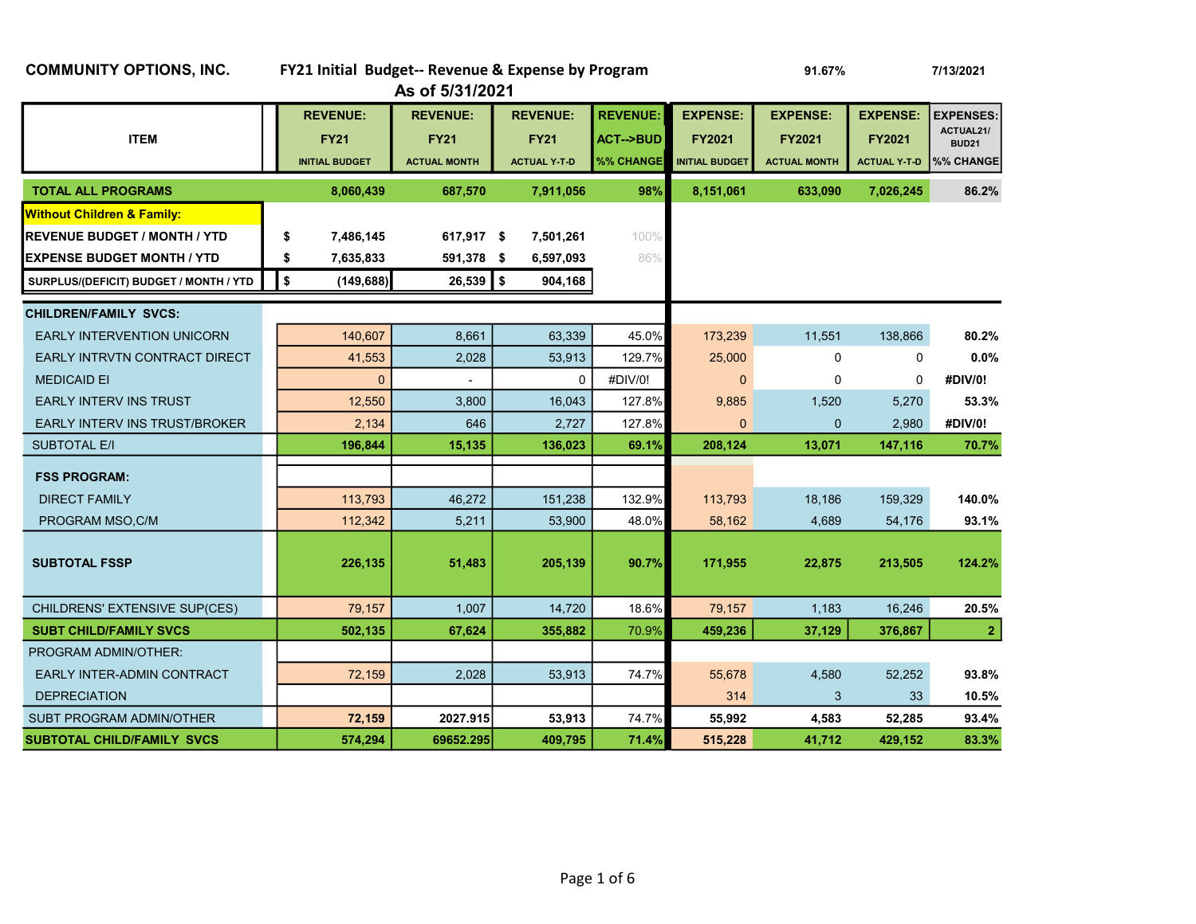**COMMUNITY OPTIONS, INC.** **FY21 Initial Budget-- Revenue & Expense by Program** 91.67% 7/13/2021

**As of 5/31/2021**

| ITEM | | REVENUE: FY21 INITIAL BUDGET | REVENUE: FY21 ACTUAL MONTH | | REVENUE: FY21 ACTUAL Y-T-D | REVENUE: ACT-->BUD %% CHANGE | EXPENSE: FY2021 INITIAL BUDGET | EXPENSE: FY2021 ACTUAL MONTH | EXPENSE: FY2021 ACTUAL Y-T-D | EXPENSES: ACTUAL21/ BUD21 %% CHANGE |
|---|---|---|---|---|---|---|---|---|---|---|
| **TOTAL ALL PROGRAMS** | | **8,060,439** | **687,570** | | **7,911,056** | **98%** | **8,151,061** | **633,090** | **7,026,245** | **86.2%** |
| **Without Children & Family:** | | | | | | | | | | |
| **REVENUE BUDGET / MONTH / YTD** | **$** | **7,486,145** | **617,917** | **$** | **7,501,261** | 100% | | | | |
| **EXPENSE BUDGET MONTH / YTD** | **$** | **7,635,833** | **591,378** | **$** | **6,597,093** | 86% | | | | |
| **SURPLUS/(DEFICIT) BUDGET / MONTH / YTD** | **$** | **(149,688)** | **26,539** | **$** | **904,168** | | | | | |
| **CHILDREN/FAMILY SVCS:** | | | | | | | | | | |
| EARLY INTERVENTION UNICORN | | 140,607 | 8,661 | | 63,339 | 45.0% | 173,239 | 11,551 | 138,866 | **80.2%** |
| EARLY INTRVTN CONTRACT DIRECT | | 41,553 | 2,028 | | 53,913 | 129.7% | 25,000 | 0 | 0 | **0.0%** |
| MEDICAID EI | | 0 | - | | 0 | #DIV/0! | 0 | 0 | 0 | **#DIV/0!** |
| EARLY INTERV INS TRUST | | 12,550 | 3,800 | | 16,043 | 127.8% | 9,885 | 1,520 | 5,270 | **53.3%** |
| EARLY INTERV INS TRUST/BROKER | | 2,134 | 646 | | 2,727 | 127.8% | 0 | 0 | 2,980 | **#DIV/0!** |
| SUBTOTAL E/I | | **196,844** | **15,135** | | **136,023** | **69.1%** | **208,124** | **13,071** | **147,116** | **70.7%** |
| **FSS PROGRAM:** | | | | | | | | | | |
| DIRECT FAMILY | | 113,793 | 46,272 | | 151,238 | 132.9% | 113,793 | 18,186 | 159,329 | **140.0%** |
| PROGRAM MSO,C/M | | 112,342 | 5,211 | | 53,900 | 48.0% | 58,162 | 4,689 | 54,176 | **93.1%** |
| **SUBTOTAL FSSP** | | **226,135** | **51,483** | | **205,139** | **90.7%** | **171,955** | **22,875** | **213,505** | **124.2%** |
| CHILDRENS' EXTENSIVE SUP(CES) | | 79,157 | 1,007 | | 14,720 | 18.6% | 79,157 | 1,183 | 16,246 | **20.5%** |
| **SUBT CHILD/FAMILY SVCS** | | **502,135** | **67,624** | | **355,882** | 70.9% | **459,236** | **37,129** | **376,867** | **2** |
| PROGRAM ADMIN/OTHER: | | | | | | | | | | |
| EARLY INTER-ADMIN CONTRACT | | 72,159 | 2,028 | | 53,913 | 74.7% | 55,678 | 4,580 | 52,252 | **93.8%** |
| DEPRECIATION | | | | | | | 314 | 3 | 33 | **10.5%** |
| SUBT PROGRAM ADMIN/OTHER | | **72,159** | **2027.915** | | **53,913** | 74.7% | **55,992** | **4,583** | **52,285** | **93.4%** |
| **SUBTOTAL CHILD/FAMILY SVCS** | | **574,294** | **69652.295** | | **409,795** | **71.4%** | **515,228** | **41,712** | **429,152** | **83.3%** |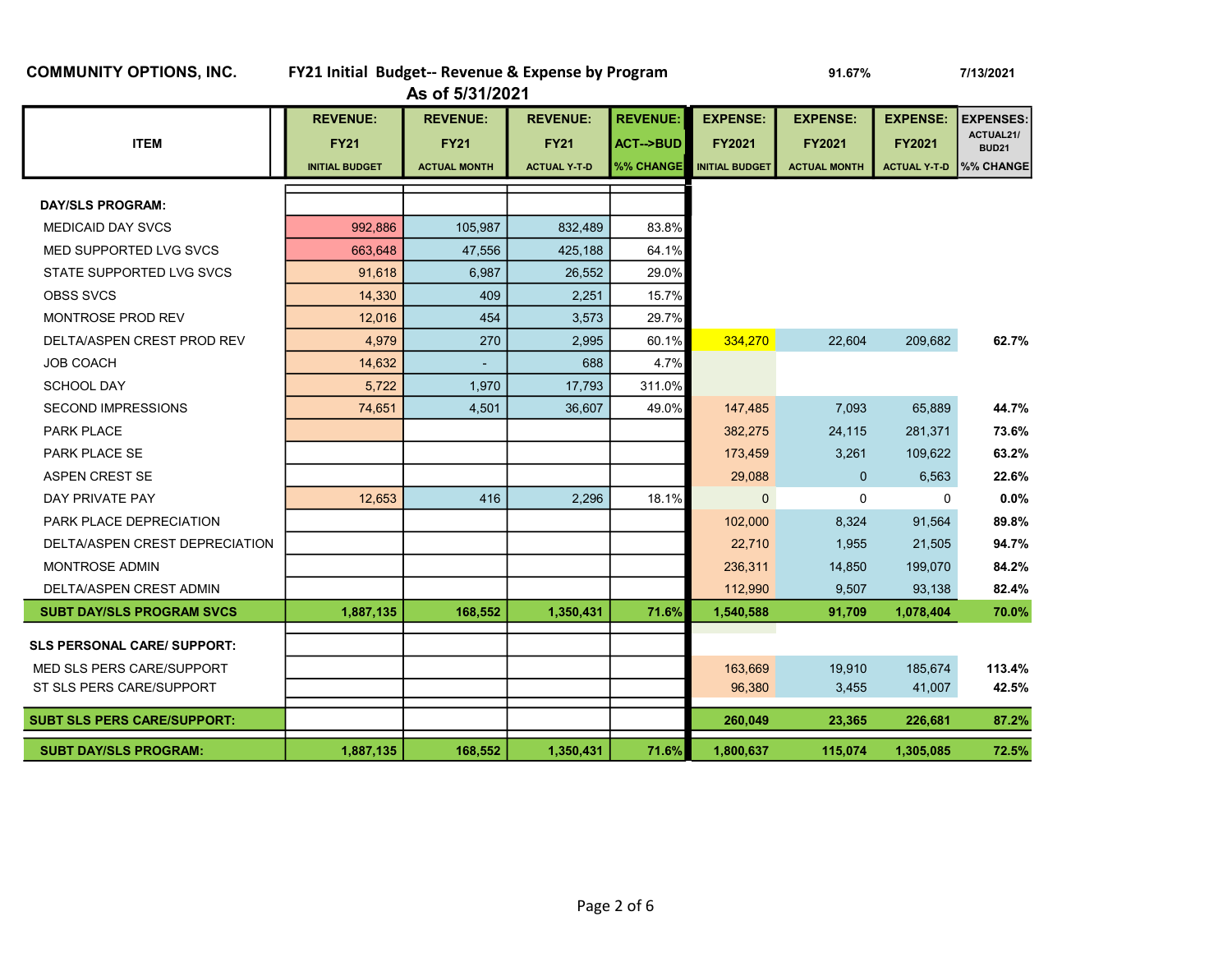**COMMUNITY OPTIONS, INC.** **FY21 Initial Budget-- Revenue & Expense by Program** 91.67% 7/13/2021

**As of 5/31/2021**

| ITEM | REVENUE: FY21 INITIAL BUDGET | REVENUE: FY21 ACTUAL MONTH | REVENUE: FY21 ACTUAL Y-T-D | REVENUE: ACT-->BUD %% CHANGE | EXPENSE: FY2021 INITIAL BUDGET | EXPENSE: FY2021 ACTUAL MONTH | EXPENSE: FY2021 ACTUAL Y-T-D | EXPENSES: ACTUAL21/ BUD21 %% CHANGE |
|---|---|---|---|---|---|---|---|---|
| **DAY/SLS PROGRAM:** | | | | | | | | |
| MEDICAID DAY SVCS | 992,886 | 105,987 | 832,489 | 83.8% | | | | |
| MED SUPPORTED LVG SVCS | 663,648 | 47,556 | 425,188 | 64.1% | | | | |
| STATE SUPPORTED LVG SVCS | 91,618 | 6,987 | 26,552 | 29.0% | | | | |
| OBSS SVCS | 14,330 | 409 | 2,251 | 15.7% | | | | |
| MONTROSE PROD REV | 12,016 | 454 | 3,573 | 29.7% | | | | |
| DELTA/ASPEN CREST PROD REV | 4,979 | 270 | 2,995 | 60.1% | 334,270 | 22,604 | 209,682 | 62.7% |
| JOB COACH | 14,632 | - | 688 | 4.7% | | | | |
| SCHOOL DAY | 5,722 | 1,970 | 17,793 | 311.0% | | | | |
| SECOND IMPRESSIONS | 74,651 | 4,501 | 36,607 | 49.0% | 147,485 | 7,093 | 65,889 | 44.7% |
| PARK PLACE | | | | | 382,275 | 24,115 | 281,371 | 73.6% |
| PARK PLACE SE | | | | | 173,459 | 3,261 | 109,622 | 63.2% |
| ASPEN CREST SE | | | | | 29,088 | 0 | 6,563 | 22.6% |
| DAY PRIVATE PAY | 12,653 | 416 | 2,296 | 18.1% | 0 | 0 | 0 | 0.0% |
| PARK PLACE DEPRECIATION | | | | | 102,000 | 8,324 | 91,564 | 89.8% |
| DELTA/ASPEN CREST DEPRECIATION | | | | | 22,710 | 1,955 | 21,505 | 94.7% |
| MONTROSE ADMIN | | | | | 236,311 | 14,850 | 199,070 | 84.2% |
| DELTA/ASPEN CREST ADMIN | | | | | 112,990 | 9,507 | 93,138 | 82.4% |
| **SUBT DAY/SLS PROGRAM SVCS** | **1,887,135** | **168,552** | **1,350,431** | **71.6%** | **1,540,588** | **91,709** | **1,078,404** | **70.0%** |
| **SLS PERSONAL CARE/ SUPPORT:** | | | | | | | | |
| MED SLS PERS CARE/SUPPORT | | | | | 163,669 | 19,910 | 185,674 | 113.4% |
| ST SLS PERS CARE/SUPPORT | | | | | 96,380 | 3,455 | 41,007 | 42.5% |
| **SUBT SLS PERS CARE/SUPPORT:** | | | | | **260,049** | **23,365** | **226,681** | **87.2%** |
| **SUBT DAY/SLS PROGRAM:** | **1,887,135** | **168,552** | **1,350,431** | **71.6%** | **1,800,637** | **115,074** | **1,305,085** | **72.5%** |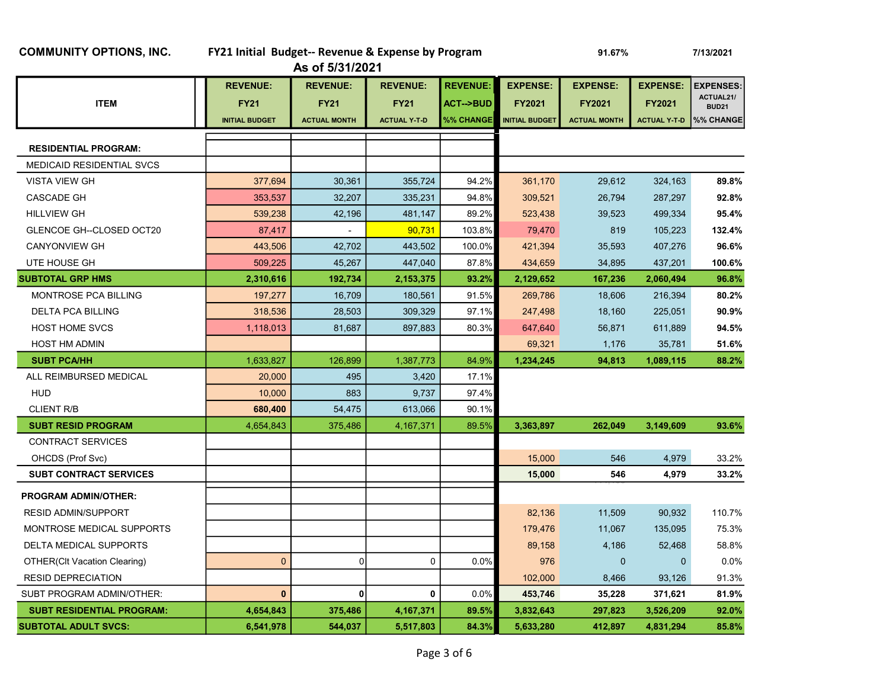**COMMUNITY OPTIONS, INC.** **FY21 Initial Budget-- Revenue & Expense by Program** 91.67% 7/13/2021

**As of 5/31/2021**

| ITEM | REVENUE: FY21 INITIAL BUDGET | REVENUE: FY21 ACTUAL MONTH | REVENUE: FY21 ACTUAL Y-T-D | REVENUE: ACT-->BUD %% CHANGE | EXPENSE: FY2021 INITIAL BUDGET | EXPENSE: FY2021 ACTUAL MONTH | EXPENSE: FY2021 ACTUAL Y-T-D | EXPENSES: ACTUAL21/ BUD21 %% CHANGE |
|---|---|---|---|---|---|---|---|---|
| **RESIDENTIAL PROGRAM:** | | | | | | | | |
| MEDICAID RESIDENTIAL SVCS | | | | | | | | |
| VISTA VIEW GH | 377,694 | 30,361 | 355,724 | 94.2% | 361,170 | 29,612 | 324,163 | **89.8%** |
| CASCADE GH | 353,537 | 32,207 | 335,231 | 94.8% | 309,521 | 26,794 | 287,297 | **92.8%** |
| HILLVIEW GH | 539,238 | 42,196 | 481,147 | 89.2% | 523,438 | 39,523 | 499,334 | **95.4%** |
| GLENCOE GH--CLOSED OCT20 | 87,417 | - | 90,731 | 103.8% | 79,470 | 819 | 105,223 | **132.4%** |
| CANYONVIEW GH | 443,506 | 42,702 | 443,502 | 100.0% | 421,394 | 35,593 | 407,276 | **96.6%** |
| UTE HOUSE GH | 509,225 | 45,267 | 447,040 | 87.8% | 434,659 | 34,895 | 437,201 | **100.6%** |
| **SUBTOTAL GRP HMS** | **2,310,616** | **192,734** | **2,153,375** | **93.2%** | **2,129,652** | **167,236** | **2,060,494** | **96.8%** |
| MONTROSE PCA BILLING | 197,277 | 16,709 | 180,561 | 91.5% | 269,786 | 18,606 | 216,394 | **80.2%** |
| DELTA PCA BILLING | 318,536 | 28,503 | 309,329 | 97.1% | 247,498 | 18,160 | 225,051 | **90.9%** |
| HOST HOME SVCS | 1,118,013 | 81,687 | 897,883 | 80.3% | 647,640 | 56,871 | 611,889 | **94.5%** |
| HOST HM ADMIN | | | | | 69,321 | 1,176 | 35,781 | **51.6%** |
| **SUBT PCA/HH** | 1,633,827 | 126,899 | 1,387,773 | 84.9% | **1,234,245** | **94,813** | **1,089,115** | **88.2%** |
| ALL REIMBURSED MEDICAL | 20,000 | 495 | 3,420 | 17.1% | | | | |
| HUD | 10,000 | 883 | 9,737 | 97.4% | | | | |
| CLIENT R/B | **680,400** | 54,475 | 613,066 | 90.1% | | | | |
| **SUBT RESID PROGRAM** | 4,654,843 | 375,486 | 4,167,371 | 89.5% | **3,363,897** | **262,049** | **3,149,609** | **93.6%** |
| CONTRACT SERVICES | | | | | | | | |
| OHCDS (Prof Svc) | | | | | 15,000 | 546 | 4,979 | 33.2% |
| **SUBT CONTRACT SERVICES** | | | | | **15,000** | **546** | **4,979** | **33.2%** |
| **PROGRAM ADMIN/OTHER:** | | | | | | | | |
| RESID ADMIN/SUPPORT | | | | | 82,136 | 11,509 | 90,932 | 110.7% |
| MONTROSE MEDICAL SUPPORTS | | | | | 179,476 | 11,067 | 135,095 | 75.3% |
| DELTA MEDICAL SUPPORTS | | | | | 89,158 | 4,186 | 52,468 | 58.8% |
| OTHER(Clt Vacation Clearing) | 0 | 0 | 0 | 0.0% | 976 | 0 | 0 | 0.0% |
| RESID DEPRECIATION | | | | | 102,000 | 8,466 | 93,126 | 91.3% |
| SUBT PROGRAM ADMIN/OTHER: | **0** | **0** | **0** | 0.0% | **453,746** | **35,228** | **371,621** | **81.9%** |
| **SUBT RESIDENTIAL PROGRAM:** | **4,654,843** | **375,486** | **4,167,371** | **89.5%** | **3,832,643** | **297,823** | **3,526,209** | **92.0%** |
| **SUBTOTAL ADULT SVCS:** | **6,541,978** | **544,037** | **5,517,803** | **84.3%** | **5,633,280** | **412,897** | **4,831,294** | **85.8%** |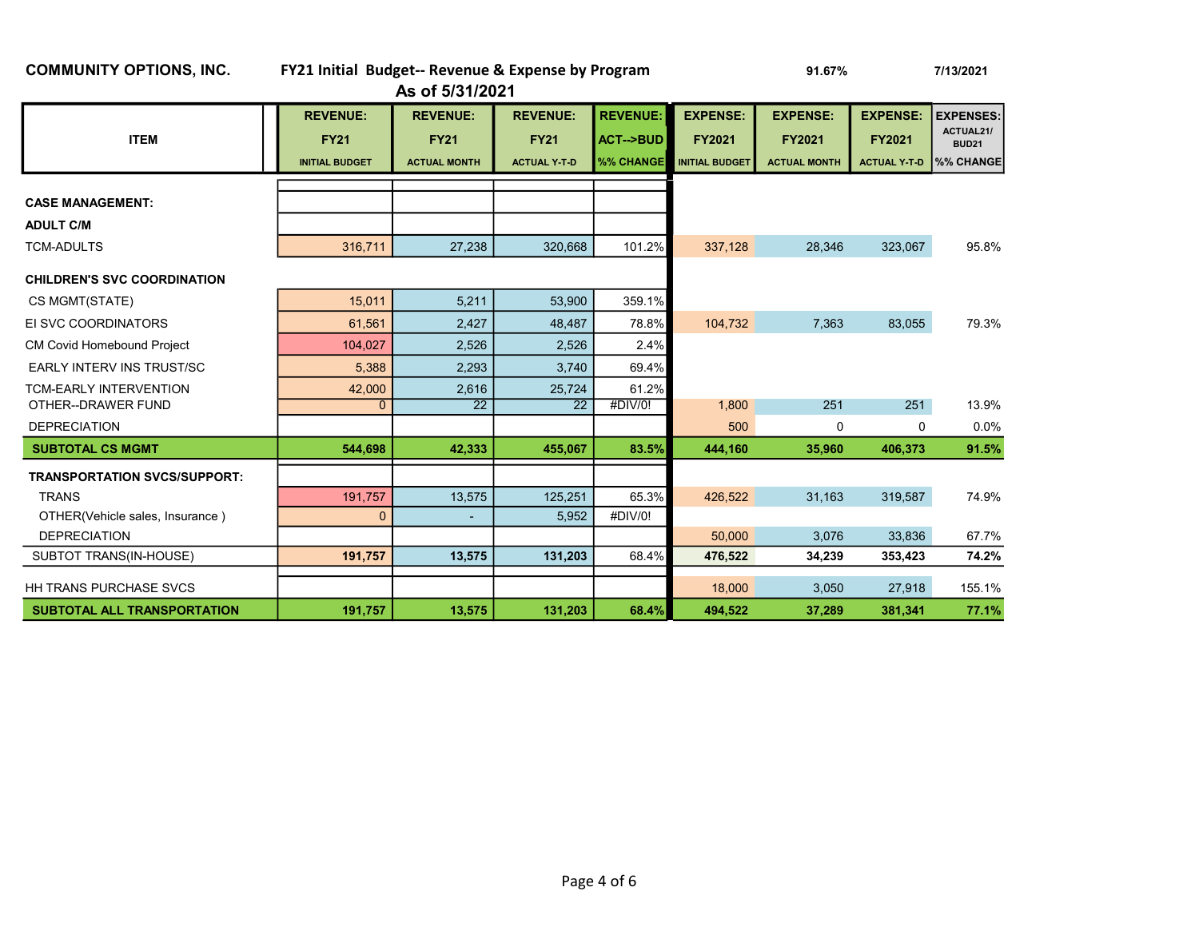**COMMUNITY OPTIONS, INC.** &nbsp;&nbsp; **FY21 Initial Budget-- Revenue & Expense by Program** &nbsp;&nbsp; **91.67%** &nbsp;&nbsp; **7/13/2021**

**As of 5/31/2021**

| ITEM | REVENUE: FY21 INITIAL BUDGET | REVENUE: FY21 ACTUAL MONTH | REVENUE: FY21 ACTUAL Y-T-D | REVENUE: ACT-->BUD %% CHANGE | EXPENSE: FY2021 INITIAL BUDGET | EXPENSE: FY2021 ACTUAL MONTH | EXPENSE: FY2021 ACTUAL Y-T-D | EXPENSES: ACTUAL21/ BUD21 %% CHANGE |
|---|---|---|---|---|---|---|---|---|
| **CASE MANAGEMENT:** | | | | | | | | |
| **ADULT C/M** | | | | | | | | |
| TCM-ADULTS | 316,711 | 27,238 | 320,668 | 101.2% | 337,128 | 28,346 | 323,067 | 95.8% |
| **CHILDREN'S SVC COORDINATION** | | | | | | | | |
| CS MGMT(STATE) | 15,011 | 5,211 | 53,900 | 359.1% | | | | |
| EI SVC COORDINATORS | 61,561 | 2,427 | 48,487 | 78.8% | 104,732 | 7,363 | 83,055 | 79.3% |
| CM Covid Homebound Project | 104,027 | 2,526 | 2,526 | 2.4% | | | | |
| EARLY INTERV INS TRUST/SC | 5,388 | 2,293 | 3,740 | 69.4% | | | | |
| TCM-EARLY INTERVENTION | 42,000 | 2,616 | 25,724 | 61.2% | | | | |
| OTHER--DRAWER FUND | 0 | 22 | 22 | #DIV/0! | 1,800 | 251 | 251 | 13.9% |
| DEPRECIATION | | | | | 500 | 0 | 0 | 0.0% |
| **SUBTOTAL CS MGMT** | **544,698** | **42,333** | **455,067** | **83.5%** | **444,160** | **35,960** | **406,373** | **91.5%** |
| **TRANSPORTATION SVCS/SUPPORT:** | | | | | | | | |
| TRANS | 191,757 | 13,575 | 125,251 | 65.3% | 426,522 | 31,163 | 319,587 | 74.9% |
| OTHER(Vehicle sales, Insurance ) | 0 | - | 5,952 | #DIV/0! | | | | |
| DEPRECIATION | | | | | 50,000 | 3,076 | 33,836 | 67.7% |
| SUBTOT TRANS(IN-HOUSE) | **191,757** | **13,575** | **131,203** | 68.4% | **476,522** | **34,239** | **353,423** | **74.2%** |
| HH TRANS PURCHASE SVCS | | | | | 18,000 | 3,050 | 27,918 | 155.1% |
| **SUBTOTAL ALL TRANSPORTATION** | **191,757** | **13,575** | **131,203** | **68.4%** | **494,522** | **37,289** | **381,341** | **77.1%** |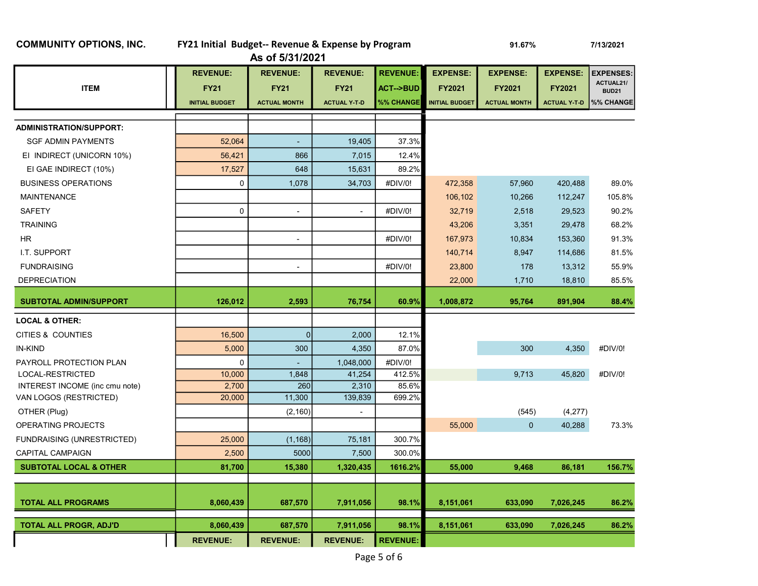**COMMUNITY OPTIONS, INC.** **FY21 Initial Budget-- Revenue & Expense by Program** **91.67%** **7/13/2021**

**As of 5/31/2021**

| ITEM | REVENUE: FY21 INITIAL BUDGET | REVENUE: FY21 ACTUAL MONTH | REVENUE: FY21 ACTUAL Y-T-D | REVENUE: ACT-->BUD %% CHANGE | EXPENSE: FY2021 INITIAL BUDGET | EXPENSE: FY2021 ACTUAL MONTH | EXPENSE: FY2021 ACTUAL Y-T-D | EXPENSES: ACTUAL21/ BUD21 %% CHANGE |
|---|---|---|---|---|---|---|---|---|
| **ADMINISTRATION/SUPPORT:** | | | | | | | | |
| SGF ADMIN PAYMENTS | 52,064 | - | 19,405 | 37.3% | | | | |
| EI INDIRECT (UNICORN 10%) | 56,421 | 866 | 7,015 | 12.4% | | | | |
| EI GAE INDIRECT (10%) | 17,527 | 648 | 15,631 | 89.2% | | | | |
| BUSINESS OPERATIONS | 0 | 1,078 | 34,703 | #DIV/0! | 472,358 | 57,960 | 420,488 | 89.0% |
| MAINTENANCE | | | | | 106,102 | 10,266 | 112,247 | 105.8% |
| SAFETY | 0 | - | - | #DIV/0! | 32,719 | 2,518 | 29,523 | 90.2% |
| TRAINING | | | | | 43,206 | 3,351 | 29,478 | 68.2% |
| HR | | - | | #DIV/0! | 167,973 | 10,834 | 153,360 | 91.3% |
| I.T. SUPPORT | | | | | 140,714 | 8,947 | 114,686 | 81.5% |
| FUNDRAISING | | - | | #DIV/0! | 23,800 | 178 | 13,312 | 55.9% |
| DEPRECIATION | | | | | 22,000 | 1,710 | 18,810 | 85.5% |
| **SUBTOTAL ADMIN/SUPPORT** | **126,012** | **2,593** | **76,754** | **60.9%** | **1,008,872** | **95,764** | **891,904** | **88.4%** |
| **LOCAL & OTHER:** | | | | | | | | |
| CITIES & COUNTIES | 16,500 | 0 | 2,000 | 12.1% | | | | |
| IN-KIND | 5,000 | 300 | 4,350 | 87.0% | | 300 | 4,350 | #DIV/0! |
| PAYROLL PROTECTION PLAN | 0 | - | 1,048,000 | #DIV/0! | | | | |
| LOCAL-RESTRICTED | 10,000 | 1,848 | 41,254 | 412.5% | | 9,713 | 45,820 | #DIV/0! |
| INTEREST INCOME (inc cmu note) | 2,700 | 260 | 2,310 | 85.6% | | | | |
| VAN LOGOS (RESTRICTED) | 20,000 | 11,300 | 139,839 | 699.2% | | | | |
| OTHER (Plug) | | (2,160) | - | | | (545) | (4,277) | |
| OPERATING PROJECTS | | | | | 55,000 | 0 | 40,288 | 73.3% |
| FUNDRAISING (UNRESTRICTED) | 25,000 | (1,168) | 75,181 | 300.7% | | | | |
| CAPITAL CAMPAIGN | 2,500 | 5000 | 7,500 | 300.0% | | | | |
| **SUBTOTAL LOCAL & OTHER** | **81,700** | **15,380** | **1,320,435** | **1616.2%** | **55,000** | **9,468** | **86,181** | **156.7%** |
| **TOTAL ALL PROGRAMS** | **8,060,439** | **687,570** | **7,911,056** | **98.1%** | **8,151,061** | **633,090** | **7,026,245** | **86.2%** |
| **TOTAL ALL PROGR, ADJ'D** | **8,060,439** | **687,570** | **7,911,056** | **98.1%** | **8,151,061** | **633,090** | **7,026,245** | **86.2%** |
| | **REVENUE:** | **REVENUE:** | **REVENUE:** | **REVENUE:** | | | | |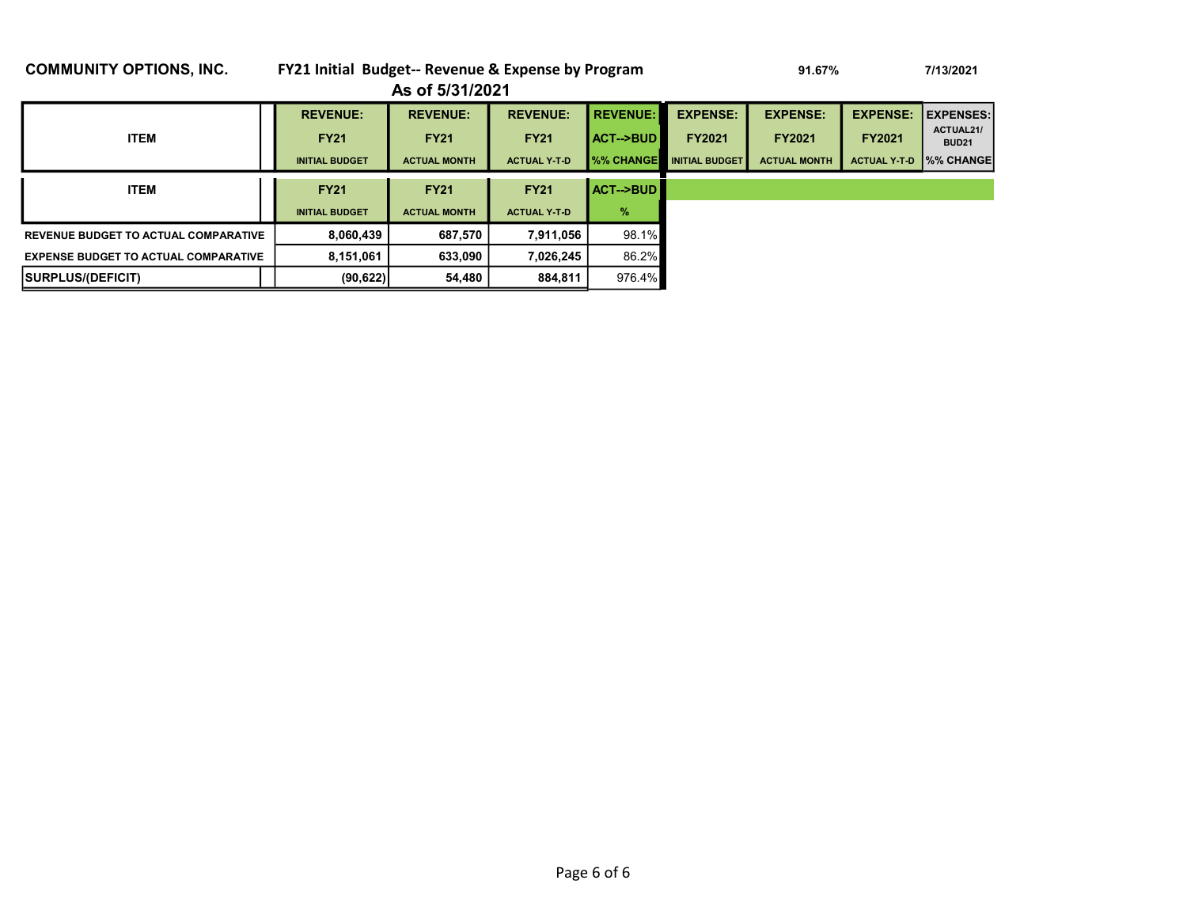**COMMUNITY OPTIONS, INC.** **FY21 Initial Budget-- Revenue & Expense by Program** 91.67% 7/13/2021

**As of 5/31/2021**

| ITEM | REVENUE: FY21 INITIAL BUDGET | REVENUE: FY21 ACTUAL MONTH | REVENUE: FY21 ACTUAL Y-T-D | REVENUE: ACT-->BUD %% CHANGE | EXPENSE: FY2021 INITIAL BUDGET | EXPENSE: FY2021 ACTUAL MONTH | EXPENSE: FY2021 ACTUAL Y-T-D | EXPENSES: ACTUAL21/ BUD21 %% CHANGE |
|---|---|---|---|---|---|---|---|---|

| ITEM | FY21 INITIAL BUDGET | FY21 ACTUAL MONTH | FY21 ACTUAL Y-T-D | ACT-->BUD % |
|---|---|---|---|---|
| REVENUE BUDGET TO ACTUAL COMPARATIVE | 8,060,439 | 687,570 | 7,911,056 | 98.1% |
| EXPENSE BUDGET TO ACTUAL COMPARATIVE | 8,151,061 | 633,090 | 7,026,245 | 86.2% |
| SURPLUS/(DEFICIT) | (90,622) | 54,480 | 884,811 | 976.4% |